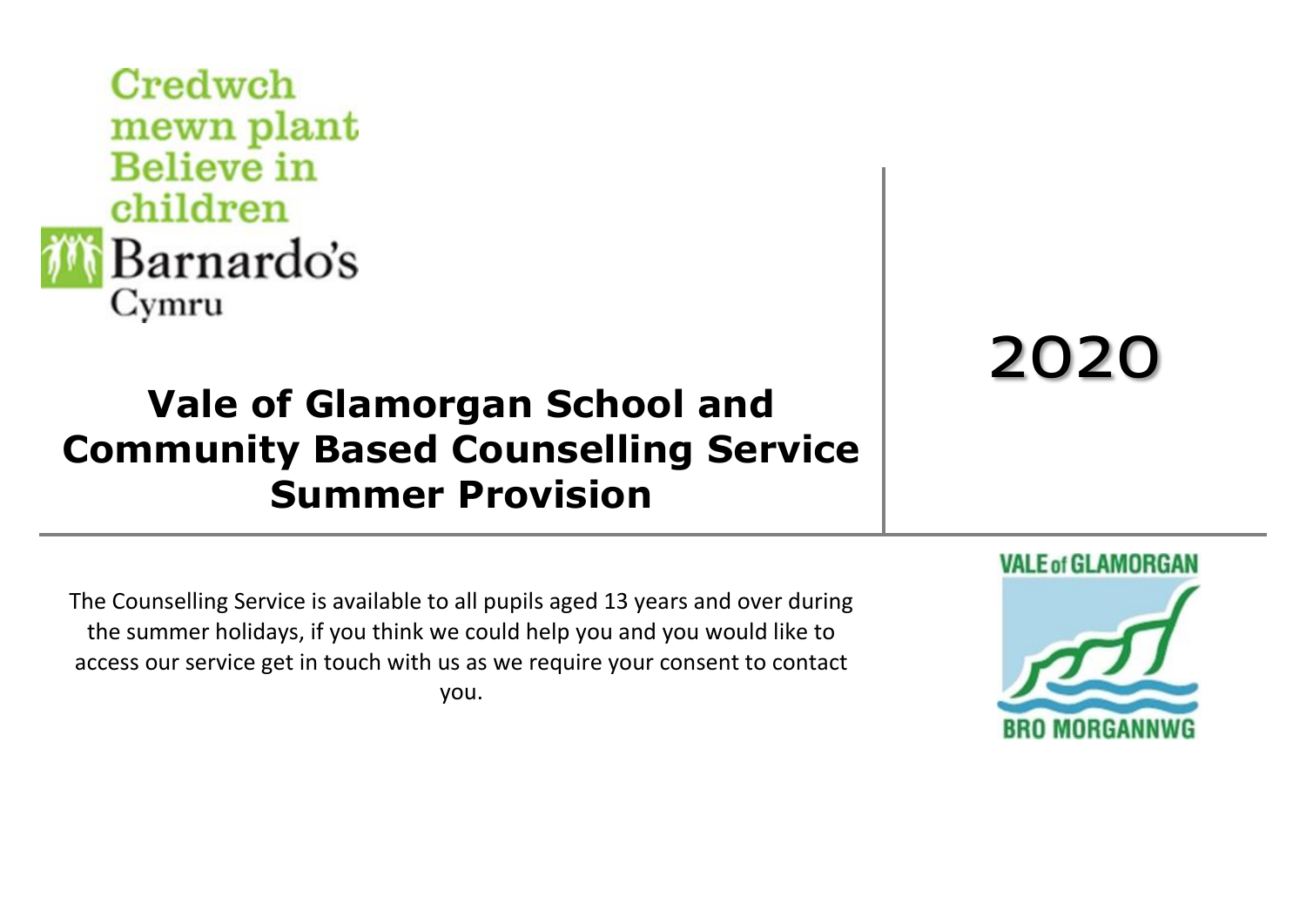Credwch mewn plant
Believe in children
Barnardo's
Cymru

# Vale of Glamorgan School and Community Based Counselling Service Summer Provision

2020

The Counselling Service is available to all pupils aged 13 years and over during the summer holidays, if you think we could help you and you would like to access our service get in touch with us as we require your consent to contact you.

VALE of GLAMORGAN
BRO MORGANNWG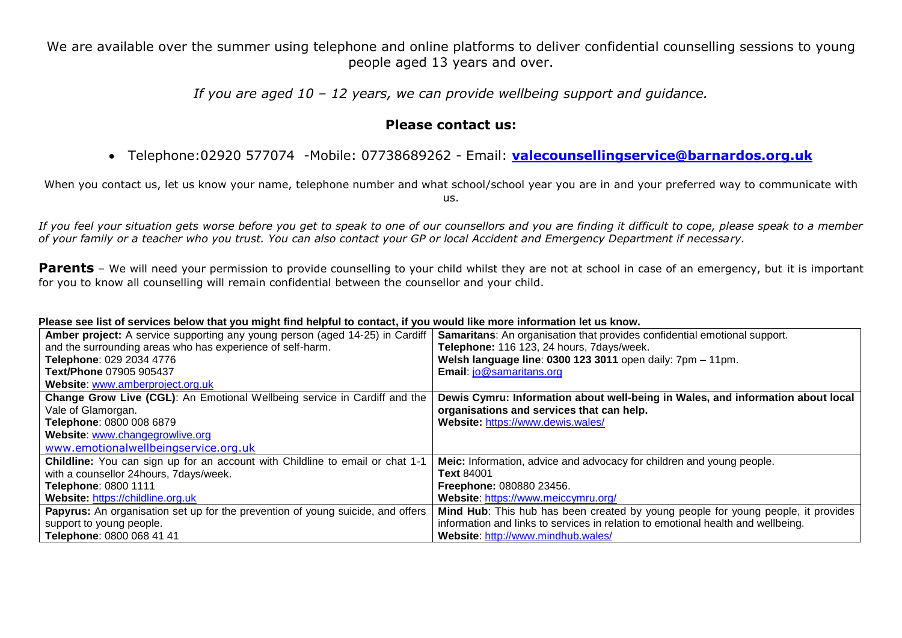We are available over the summer using telephone and online platforms to deliver confidential counselling sessions to young people aged 13 years and over.

*If you are aged 10 – 12 years, we can provide wellbeing support and guidance.*

**Please contact us:**

- Telephone:02920 577074 -Mobile: 07738689262 - Email: **valecounsellingservice@barnardos.org.uk**

When you contact us, let us know your name, telephone number and what school/school year you are in and your preferred way to communicate with us.

*If you feel your situation gets worse before you get to speak to one of our counsellors and you are finding it difficult to cope, please speak to a member of your family or a teacher who you trust. You can also contact your GP or local Accident and Emergency Department if necessary.*

**Parents** – We will need your permission to provide counselling to your child whilst they are not at school in case of an emergency, but it is important for you to know all counselling will remain confidential between the counsellor and your child.

**Please see list of services below that you might find helpful to contact, if you would like more information let us know.**

| | |
|---|---|
| **Amber project:** A service supporting any young person (aged 14-25) in Cardiff and the surrounding areas who has experience of self-harm.<br>**Telephone**: 029 2034 4776<br>**Text/Phone** 07905 905437<br>**Website**: www.amberproject.org.uk | **Samaritans**: An organisation that provides confidential emotional support.<br>**Telephone:** 116 123, 24 hours, 7days/week.<br>**Welsh language line**: **0300 123 3011** open daily: 7pm – 11pm.<br>**Email**: jo@samaritans.org |
| **Change Grow Live (CGL)**: An Emotional Wellbeing service in Cardiff and the Vale of Glamorgan.<br>**Telephone**: 0800 008 6879<br>**Website**: www.changegrowlive.org<br>www.emotionalwellbeingservice.org.uk | **Dewis Cymru: Information about well-being in Wales, and information about local organisations and services that can help.**<br>**Website:** https://www.dewis.wales/ |
| **Childline:** You can sign up for an account with Childline to email or chat 1-1 with a counsellor 24hours, 7days/week.<br>**Telephone**: 0800 1111<br>**Website:** https://childline.org.uk | **Meic:** Information, advice and advocacy for children and young people.<br>**Text** 84001<br>**Freephone:** 080880 23456.<br>**Website**: https://www.meiccymru.org/ |
| **Papyrus:** An organisation set up for the prevention of young suicide, and offers support to young people.<br>**Telephone**: 0800 068 41 41 | **Mind Hub**: This hub has been created by young people for young people, it provides information and links to services in relation to emotional health and wellbeing.<br>**Website**: http://www.mindhub.wales/ |